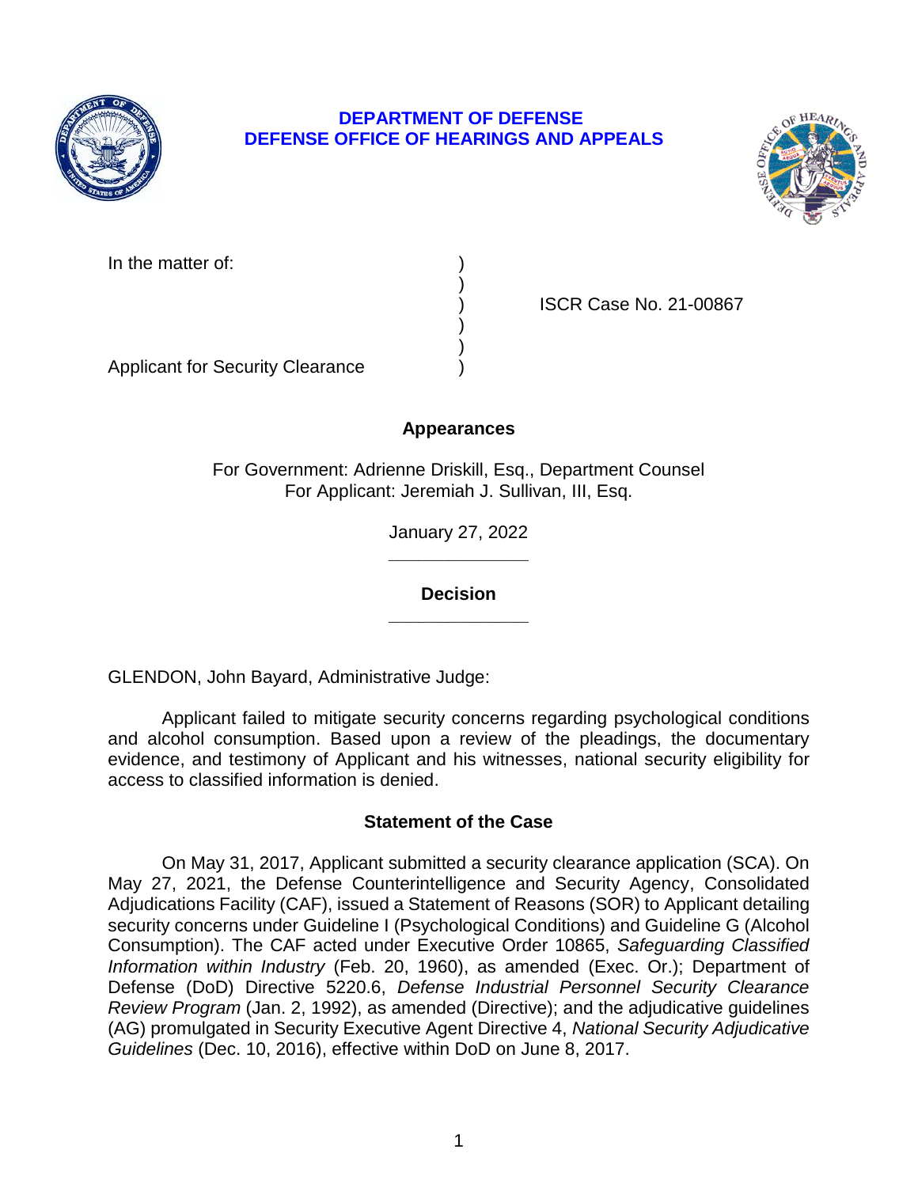# DEPARTMENT OF DEFENSE
# DEFENSE OFFICE OF HEARINGS AND APPEALS

In the matter of: )
)
) ISCR Case No. 21-00867
)
)
Applicant for Security Clearance )

## Appearances

For Government: Adrienne Driskill, Esq., Department Counsel
For Applicant: Jeremiah J. Sullivan, III, Esq.

January 27, 2022

______________

## Decision

______________

GLENDON, John Bayard, Administrative Judge:

Applicant failed to mitigate security concerns regarding psychological conditions and alcohol consumption. Based upon a review of the pleadings, the documentary evidence, and testimony of Applicant and his witnesses, national security eligibility for access to classified information is denied.

## Statement of the Case

On May 31, 2017, Applicant submitted a security clearance application (SCA). On May 27, 2021, the Defense Counterintelligence and Security Agency, Consolidated Adjudications Facility (CAF), issued a Statement of Reasons (SOR) to Applicant detailing security concerns under Guideline I (Psychological Conditions) and Guideline G (Alcohol Consumption). The CAF acted under Executive Order 10865, *Safeguarding Classified Information within Industry* (Feb. 20, 1960), as amended (Exec. Or.); Department of Defense (DoD) Directive 5220.6, *Defense Industrial Personnel Security Clearance Review Program* (Jan. 2, 1992), as amended (Directive); and the adjudicative guidelines (AG) promulgated in Security Executive Agent Directive 4, *National Security Adjudicative Guidelines* (Dec. 10, 2016), effective within DoD on June 8, 2017.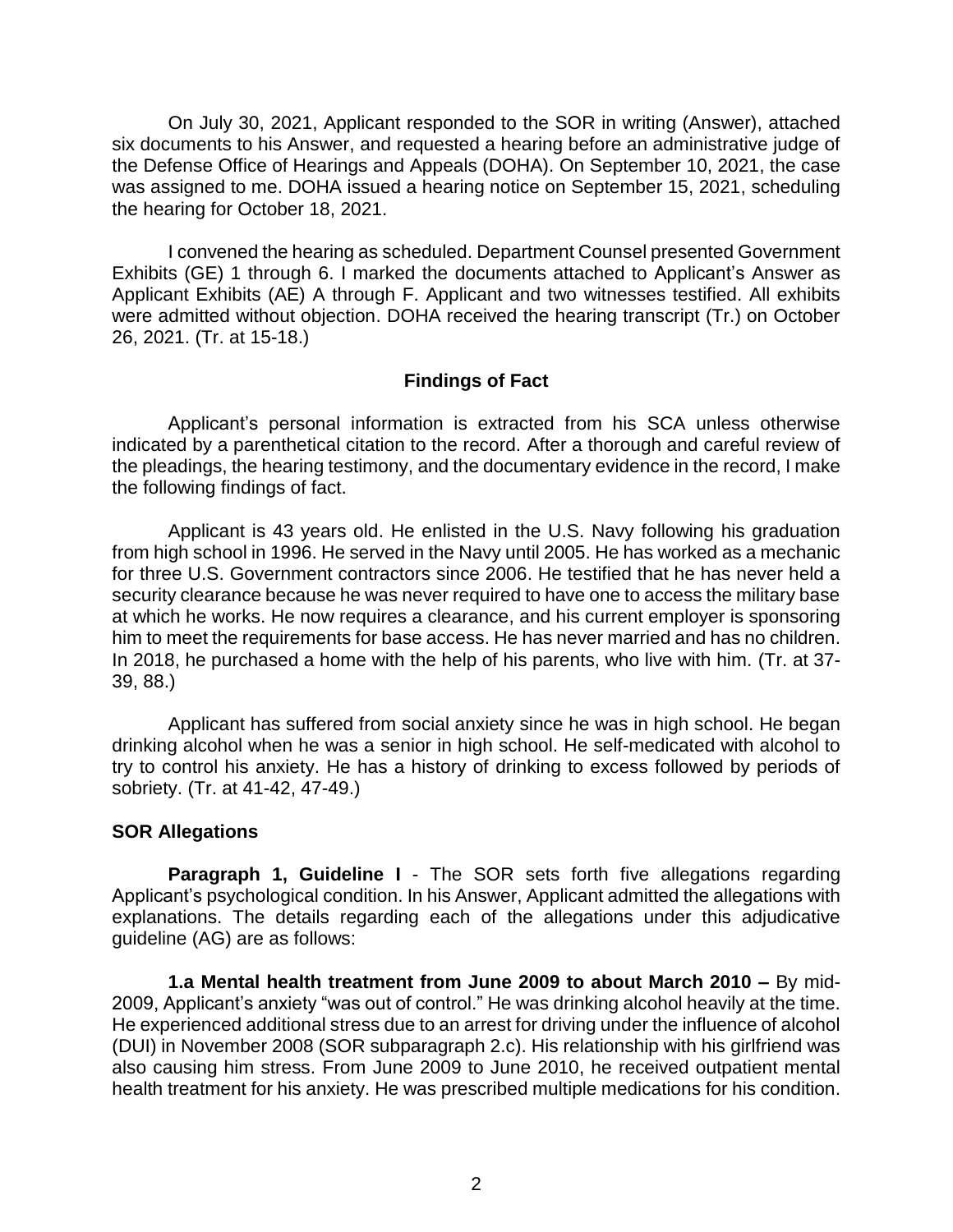On July 30, 2021, Applicant responded to the SOR in writing (Answer), attached six documents to his Answer, and requested a hearing before an administrative judge of the Defense Office of Hearings and Appeals (DOHA). On September 10, 2021, the case was assigned to me. DOHA issued a hearing notice on September 15, 2021, scheduling the hearing for October 18, 2021.

I convened the hearing as scheduled. Department Counsel presented Government Exhibits (GE) 1 through 6. I marked the documents attached to Applicant's Answer as Applicant Exhibits (AE) A through F. Applicant and two witnesses testified. All exhibits were admitted without objection. DOHA received the hearing transcript (Tr.) on October 26, 2021. (Tr. at 15-18.)

## Findings of Fact

Applicant's personal information is extracted from his SCA unless otherwise indicated by a parenthetical citation to the record. After a thorough and careful review of the pleadings, the hearing testimony, and the documentary evidence in the record, I make the following findings of fact.

Applicant is 43 years old. He enlisted in the U.S. Navy following his graduation from high school in 1996. He served in the Navy until 2005. He has worked as a mechanic for three U.S. Government contractors since 2006. He testified that he has never held a security clearance because he was never required to have one to access the military base at which he works. He now requires a clearance, and his current employer is sponsoring him to meet the requirements for base access. He has never married and has no children. In 2018, he purchased a home with the help of his parents, who live with him. (Tr. at 37-39, 88.)

Applicant has suffered from social anxiety since he was in high school. He began drinking alcohol when he was a senior in high school. He self-medicated with alcohol to try to control his anxiety. He has a history of drinking to excess followed by periods of sobriety. (Tr. at 41-42, 47-49.)

### SOR Allegations

**Paragraph 1, Guideline I** - The SOR sets forth five allegations regarding Applicant's psychological condition. In his Answer, Applicant admitted the allegations with explanations. The details regarding each of the allegations under this adjudicative guideline (AG) are as follows:

**1.a Mental health treatment from June 2009 to about March 2010 –** By mid-2009, Applicant's anxiety "was out of control." He was drinking alcohol heavily at the time. He experienced additional stress due to an arrest for driving under the influence of alcohol (DUI) in November 2008 (SOR subparagraph 2.c). His relationship with his girlfriend was also causing him stress. From June 2009 to June 2010, he received outpatient mental health treatment for his anxiety. He was prescribed multiple medications for his condition.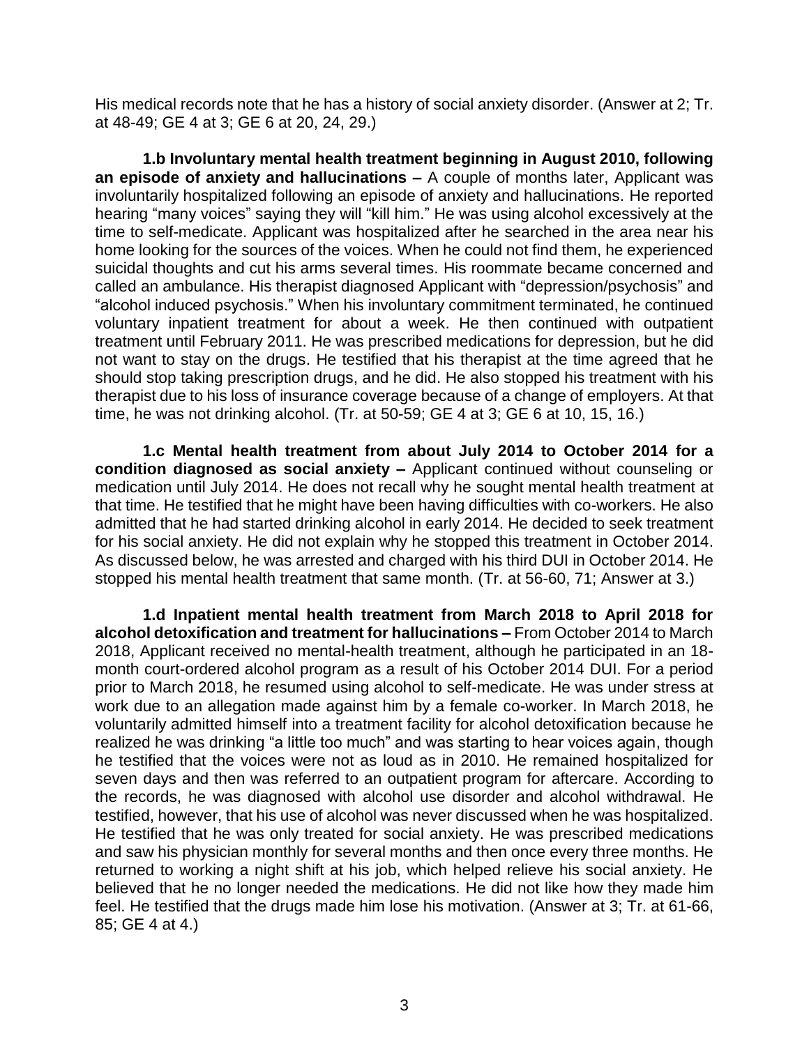His medical records note that he has a history of social anxiety disorder. (Answer at 2; Tr. at 48-49; GE 4 at 3; GE 6 at 20, 24, 29.)

**1.b Involuntary mental health treatment beginning in August 2010, following an episode of anxiety and hallucinations –** A couple of months later, Applicant was involuntarily hospitalized following an episode of anxiety and hallucinations. He reported hearing "many voices" saying they will "kill him." He was using alcohol excessively at the time to self-medicate. Applicant was hospitalized after he searched in the area near his home looking for the sources of the voices. When he could not find them, he experienced suicidal thoughts and cut his arms several times. His roommate became concerned and called an ambulance. His therapist diagnosed Applicant with "depression/psychosis" and "alcohol induced psychosis." When his involuntary commitment terminated, he continued voluntary inpatient treatment for about a week. He then continued with outpatient treatment until February 2011. He was prescribed medications for depression, but he did not want to stay on the drugs. He testified that his therapist at the time agreed that he should stop taking prescription drugs, and he did. He also stopped his treatment with his therapist due to his loss of insurance coverage because of a change of employers. At that time, he was not drinking alcohol. (Tr. at 50-59; GE 4 at 3; GE 6 at 10, 15, 16.)

**1.c Mental health treatment from about July 2014 to October 2014 for a condition diagnosed as social anxiety –** Applicant continued without counseling or medication until July 2014. He does not recall why he sought mental health treatment at that time. He testified that he might have been having difficulties with co-workers. He also admitted that he had started drinking alcohol in early 2014. He decided to seek treatment for his social anxiety. He did not explain why he stopped this treatment in October 2014. As discussed below, he was arrested and charged with his third DUI in October 2014. He stopped his mental health treatment that same month. (Tr. at 56-60, 71; Answer at 3.)

**1.d Inpatient mental health treatment from March 2018 to April 2018 for alcohol detoxification and treatment for hallucinations –** From October 2014 to March 2018, Applicant received no mental-health treatment, although he participated in an 18-month court-ordered alcohol program as a result of his October 2014 DUI. For a period prior to March 2018, he resumed using alcohol to self-medicate. He was under stress at work due to an allegation made against him by a female co-worker. In March 2018, he voluntarily admitted himself into a treatment facility for alcohol detoxification because he realized he was drinking "a little too much" and was starting to hear voices again, though he testified that the voices were not as loud as in 2010. He remained hospitalized for seven days and then was referred to an outpatient program for aftercare. According to the records, he was diagnosed with alcohol use disorder and alcohol withdrawal. He testified, however, that his use of alcohol was never discussed when he was hospitalized. He testified that he was only treated for social anxiety. He was prescribed medications and saw his physician monthly for several months and then once every three months. He returned to working a night shift at his job, which helped relieve his social anxiety. He believed that he no longer needed the medications. He did not like how they made him feel. He testified that the drugs made him lose his motivation. (Answer at 3; Tr. at 61-66, 85; GE 4 at 4.)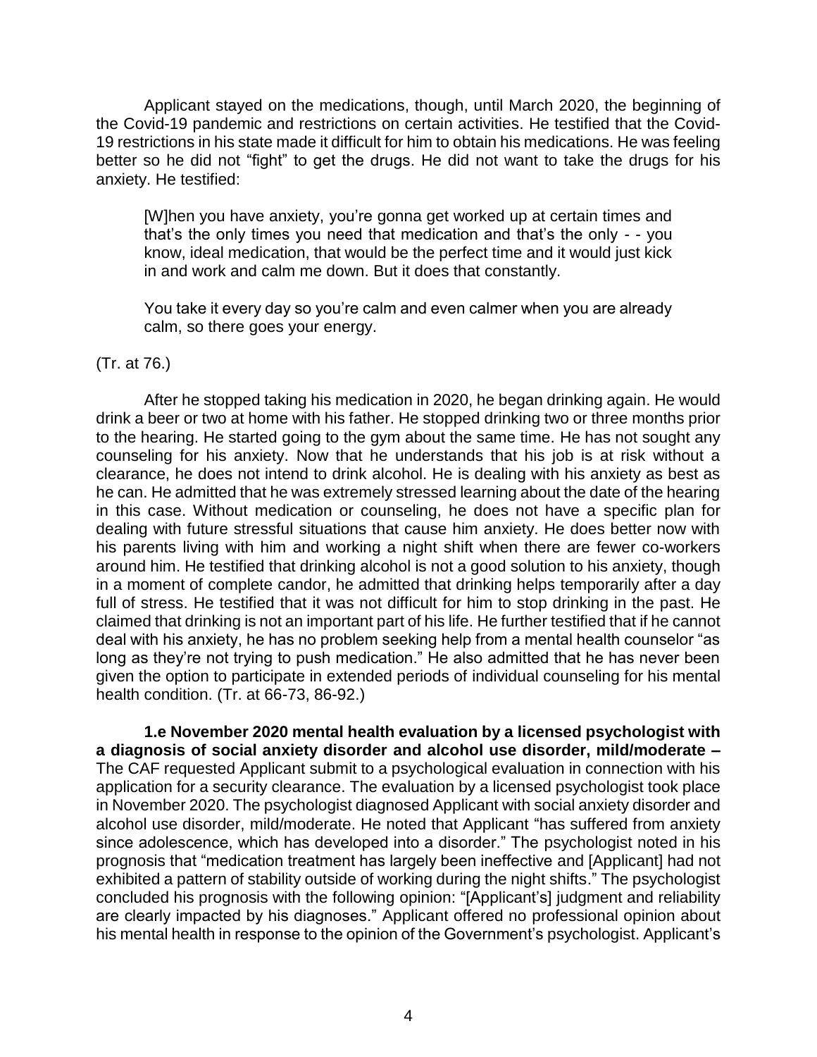Applicant stayed on the medications, though, until March 2020, the beginning of the Covid-19 pandemic and restrictions on certain activities. He testified that the Covid-19 restrictions in his state made it difficult for him to obtain his medications. He was feeling better so he did not "fight" to get the drugs. He did not want to take the drugs for his anxiety. He testified:

> [W]hen you have anxiety, you're gonna get worked up at certain times and that's the only times you need that medication and that's the only - - you know, ideal medication, that would be the perfect time and it would just kick in and work and calm me down. But it does that constantly.
>
> You take it every day so you're calm and even calmer when you are already calm, so there goes your energy.

(Tr. at 76.)

After he stopped taking his medication in 2020, he began drinking again. He would drink a beer or two at home with his father. He stopped drinking two or three months prior to the hearing. He started going to the gym about the same time. He has not sought any counseling for his anxiety. Now that he understands that his job is at risk without a clearance, he does not intend to drink alcohol. He is dealing with his anxiety as best as he can. He admitted that he was extremely stressed learning about the date of the hearing in this case. Without medication or counseling, he does not have a specific plan for dealing with future stressful situations that cause him anxiety. He does better now with his parents living with him and working a night shift when there are fewer co-workers around him. He testified that drinking alcohol is not a good solution to his anxiety, though in a moment of complete candor, he admitted that drinking helps temporarily after a day full of stress. He testified that it was not difficult for him to stop drinking in the past. He claimed that drinking is not an important part of his life. He further testified that if he cannot deal with his anxiety, he has no problem seeking help from a mental health counselor "as long as they're not trying to push medication." He also admitted that he has never been given the option to participate in extended periods of individual counseling for his mental health condition. (Tr. at 66-73, 86-92.)

**1.e November 2020 mental health evaluation by a licensed psychologist with a diagnosis of social anxiety disorder and alcohol use disorder, mild/moderate –** The CAF requested Applicant submit to a psychological evaluation in connection with his application for a security clearance. The evaluation by a licensed psychologist took place in November 2020. The psychologist diagnosed Applicant with social anxiety disorder and alcohol use disorder, mild/moderate. He noted that Applicant "has suffered from anxiety since adolescence, which has developed into a disorder." The psychologist noted in his prognosis that "medication treatment has largely been ineffective and [Applicant] had not exhibited a pattern of stability outside of working during the night shifts." The psychologist concluded his prognosis with the following opinion: "[Applicant's] judgment and reliability are clearly impacted by his diagnoses." Applicant offered no professional opinion about his mental health in response to the opinion of the Government's psychologist. Applicant's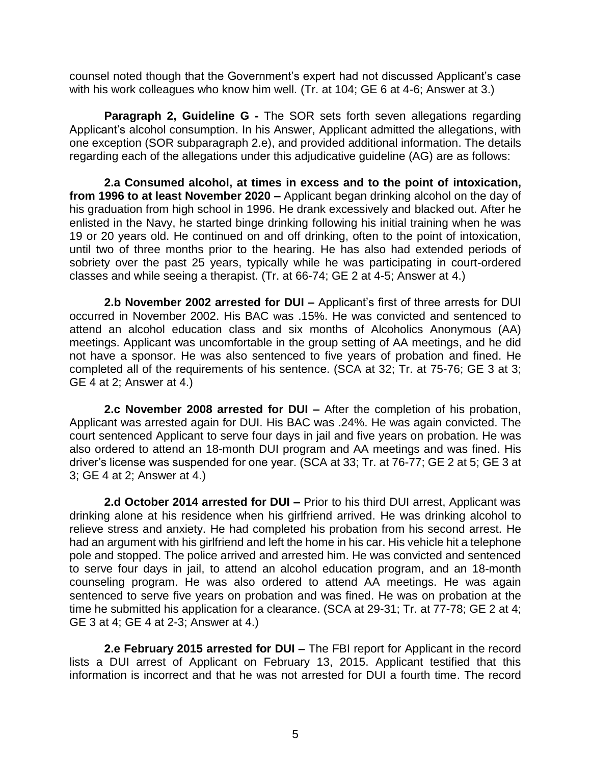counsel noted though that the Government's expert had not discussed Applicant's case with his work colleagues who know him well. (Tr. at 104; GE 6 at 4-6; Answer at 3.)

**Paragraph 2, Guideline G -** The SOR sets forth seven allegations regarding Applicant's alcohol consumption. In his Answer, Applicant admitted the allegations, with one exception (SOR subparagraph 2.e), and provided additional information. The details regarding each of the allegations under this adjudicative guideline (AG) are as follows:

**2.a Consumed alcohol, at times in excess and to the point of intoxication, from 1996 to at least November 2020 –** Applicant began drinking alcohol on the day of his graduation from high school in 1996. He drank excessively and blacked out. After he enlisted in the Navy, he started binge drinking following his initial training when he was 19 or 20 years old. He continued on and off drinking, often to the point of intoxication, until two of three months prior to the hearing. He has also had extended periods of sobriety over the past 25 years, typically while he was participating in court-ordered classes and while seeing a therapist. (Tr. at 66-74; GE 2 at 4-5; Answer at 4.)

**2.b November 2002 arrested for DUI –** Applicant's first of three arrests for DUI occurred in November 2002. His BAC was .15%. He was convicted and sentenced to attend an alcohol education class and six months of Alcoholics Anonymous (AA) meetings. Applicant was uncomfortable in the group setting of AA meetings, and he did not have a sponsor. He was also sentenced to five years of probation and fined. He completed all of the requirements of his sentence. (SCA at 32; Tr. at 75-76; GE 3 at 3; GE 4 at 2; Answer at 4.)

**2.c November 2008 arrested for DUI –** After the completion of his probation, Applicant was arrested again for DUI. His BAC was .24%. He was again convicted. The court sentenced Applicant to serve four days in jail and five years on probation. He was also ordered to attend an 18-month DUI program and AA meetings and was fined. His driver's license was suspended for one year. (SCA at 33; Tr. at 76-77; GE 2 at 5; GE 3 at 3; GE 4 at 2; Answer at 4.)

**2.d October 2014 arrested for DUI –** Prior to his third DUI arrest, Applicant was drinking alone at his residence when his girlfriend arrived. He was drinking alcohol to relieve stress and anxiety. He had completed his probation from his second arrest. He had an argument with his girlfriend and left the home in his car. His vehicle hit a telephone pole and stopped. The police arrived and arrested him. He was convicted and sentenced to serve four days in jail, to attend an alcohol education program, and an 18-month counseling program. He was also ordered to attend AA meetings. He was again sentenced to serve five years on probation and was fined. He was on probation at the time he submitted his application for a clearance. (SCA at 29-31; Tr. at 77-78; GE 2 at 4; GE 3 at 4; GE 4 at 2-3; Answer at 4.)

**2.e February 2015 arrested for DUI –** The FBI report for Applicant in the record lists a DUI arrest of Applicant on February 13, 2015. Applicant testified that this information is incorrect and that he was not arrested for DUI a fourth time. The record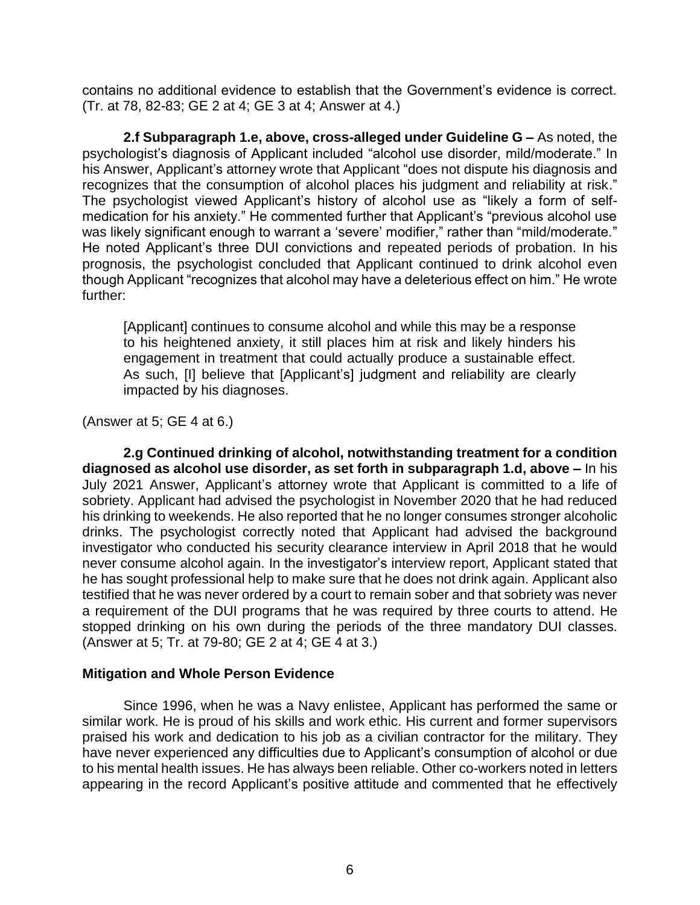contains no additional evidence to establish that the Government's evidence is correct. (Tr. at 78, 82-83; GE 2 at 4; GE 3 at 4; Answer at 4.)

**2.f Subparagraph 1.e, above, cross-alleged under Guideline G –** As noted, the psychologist's diagnosis of Applicant included "alcohol use disorder, mild/moderate." In his Answer, Applicant's attorney wrote that Applicant "does not dispute his diagnosis and recognizes that the consumption of alcohol places his judgment and reliability at risk." The psychologist viewed Applicant's history of alcohol use as "likely a form of self-medication for his anxiety." He commented further that Applicant's "previous alcohol use was likely significant enough to warrant a 'severe' modifier," rather than "mild/moderate." He noted Applicant's three DUI convictions and repeated periods of probation. In his prognosis, the psychologist concluded that Applicant continued to drink alcohol even though Applicant "recognizes that alcohol may have a deleterious effect on him." He wrote further:

> [Applicant] continues to consume alcohol and while this may be a response to his heightened anxiety, it still places him at risk and likely hinders his engagement in treatment that could actually produce a sustainable effect. As such, [I] believe that [Applicant's] judgment and reliability are clearly impacted by his diagnoses.

(Answer at 5; GE 4 at 6.)

**2.g Continued drinking of alcohol, notwithstanding treatment for a condition diagnosed as alcohol use disorder, as set forth in subparagraph 1.d, above –** In his July 2021 Answer, Applicant's attorney wrote that Applicant is committed to a life of sobriety. Applicant had advised the psychologist in November 2020 that he had reduced his drinking to weekends. He also reported that he no longer consumes stronger alcoholic drinks. The psychologist correctly noted that Applicant had advised the background investigator who conducted his security clearance interview in April 2018 that he would never consume alcohol again. In the investigator's interview report, Applicant stated that he has sought professional help to make sure that he does not drink again. Applicant also testified that he was never ordered by a court to remain sober and that sobriety was never a requirement of the DUI programs that he was required by three courts to attend. He stopped drinking on his own during the periods of the three mandatory DUI classes. (Answer at 5; Tr. at 79-80; GE 2 at 4; GE 4 at 3.)

### Mitigation and Whole Person Evidence

Since 1996, when he was a Navy enlistee, Applicant has performed the same or similar work. He is proud of his skills and work ethic. His current and former supervisors praised his work and dedication to his job as a civilian contractor for the military. They have never experienced any difficulties due to Applicant's consumption of alcohol or due to his mental health issues. He has always been reliable. Other co-workers noted in letters appearing in the record Applicant's positive attitude and commented that he effectively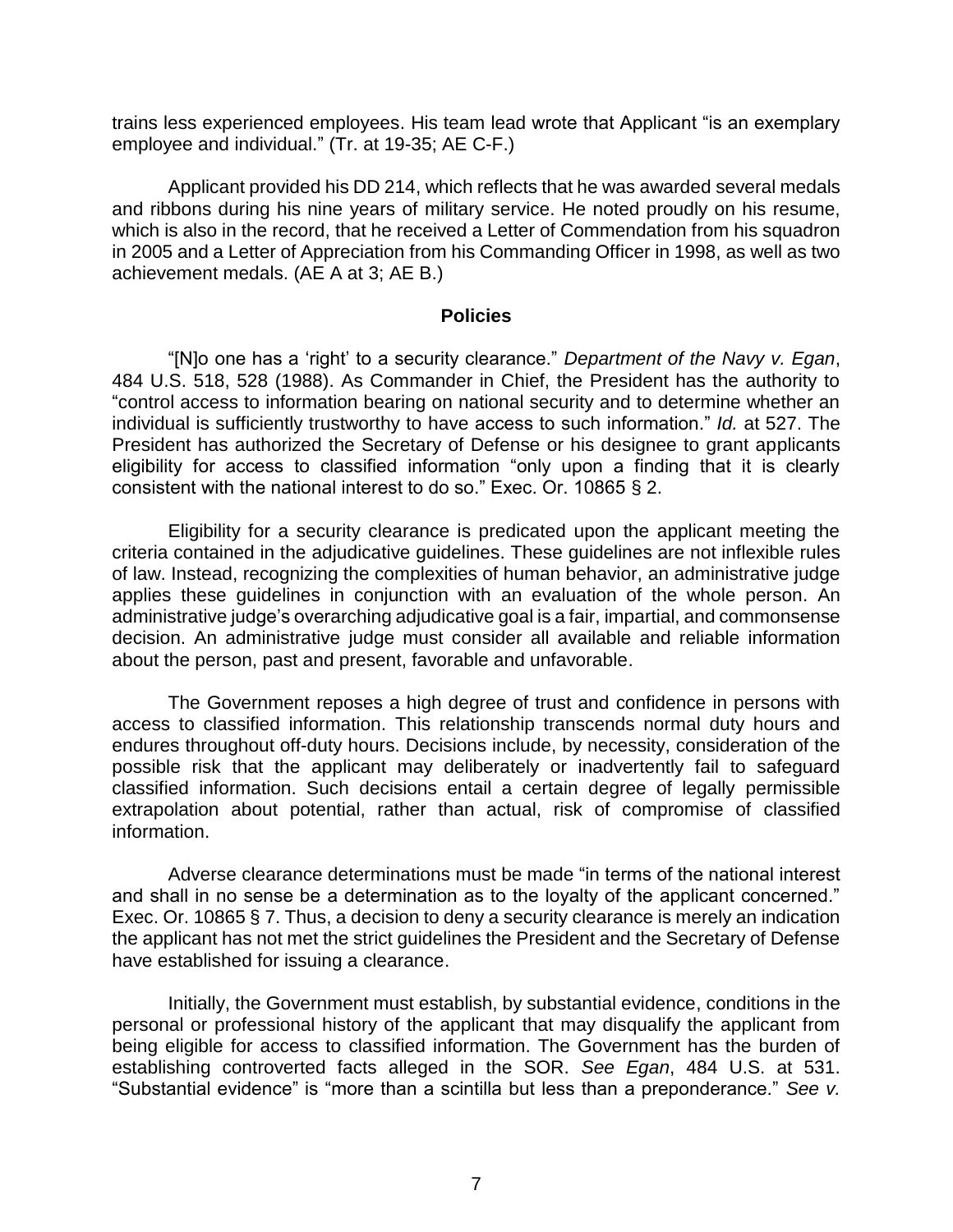trains less experienced employees. His team lead wrote that Applicant "is an exemplary employee and individual." (Tr. at 19-35; AE C-F.)

Applicant provided his DD 214, which reflects that he was awarded several medals and ribbons during his nine years of military service. He noted proudly on his resume, which is also in the record, that he received a Letter of Commendation from his squadron in 2005 and a Letter of Appreciation from his Commanding Officer in 1998, as well as two achievement medals. (AE A at 3; AE B.)

## Policies

"[N]o one has a 'right' to a security clearance." *Department of the Navy v. Egan*, 484 U.S. 518, 528 (1988). As Commander in Chief, the President has the authority to "control access to information bearing on national security and to determine whether an individual is sufficiently trustworthy to have access to such information." *Id.* at 527. The President has authorized the Secretary of Defense or his designee to grant applicants eligibility for access to classified information "only upon a finding that it is clearly consistent with the national interest to do so." Exec. Or. 10865 § 2.

Eligibility for a security clearance is predicated upon the applicant meeting the criteria contained in the adjudicative guidelines. These guidelines are not inflexible rules of law. Instead, recognizing the complexities of human behavior, an administrative judge applies these guidelines in conjunction with an evaluation of the whole person. An administrative judge's overarching adjudicative goal is a fair, impartial, and commonsense decision. An administrative judge must consider all available and reliable information about the person, past and present, favorable and unfavorable.

The Government reposes a high degree of trust and confidence in persons with access to classified information. This relationship transcends normal duty hours and endures throughout off-duty hours. Decisions include, by necessity, consideration of the possible risk that the applicant may deliberately or inadvertently fail to safeguard classified information. Such decisions entail a certain degree of legally permissible extrapolation about potential, rather than actual, risk of compromise of classified information.

Adverse clearance determinations must be made "in terms of the national interest and shall in no sense be a determination as to the loyalty of the applicant concerned." Exec. Or. 10865 § 7. Thus, a decision to deny a security clearance is merely an indication the applicant has not met the strict guidelines the President and the Secretary of Defense have established for issuing a clearance.

Initially, the Government must establish, by substantial evidence, conditions in the personal or professional history of the applicant that may disqualify the applicant from being eligible for access to classified information. The Government has the burden of establishing controverted facts alleged in the SOR. *See Egan*, 484 U.S. at 531. "Substantial evidence" is "more than a scintilla but less than a preponderance." *See v.*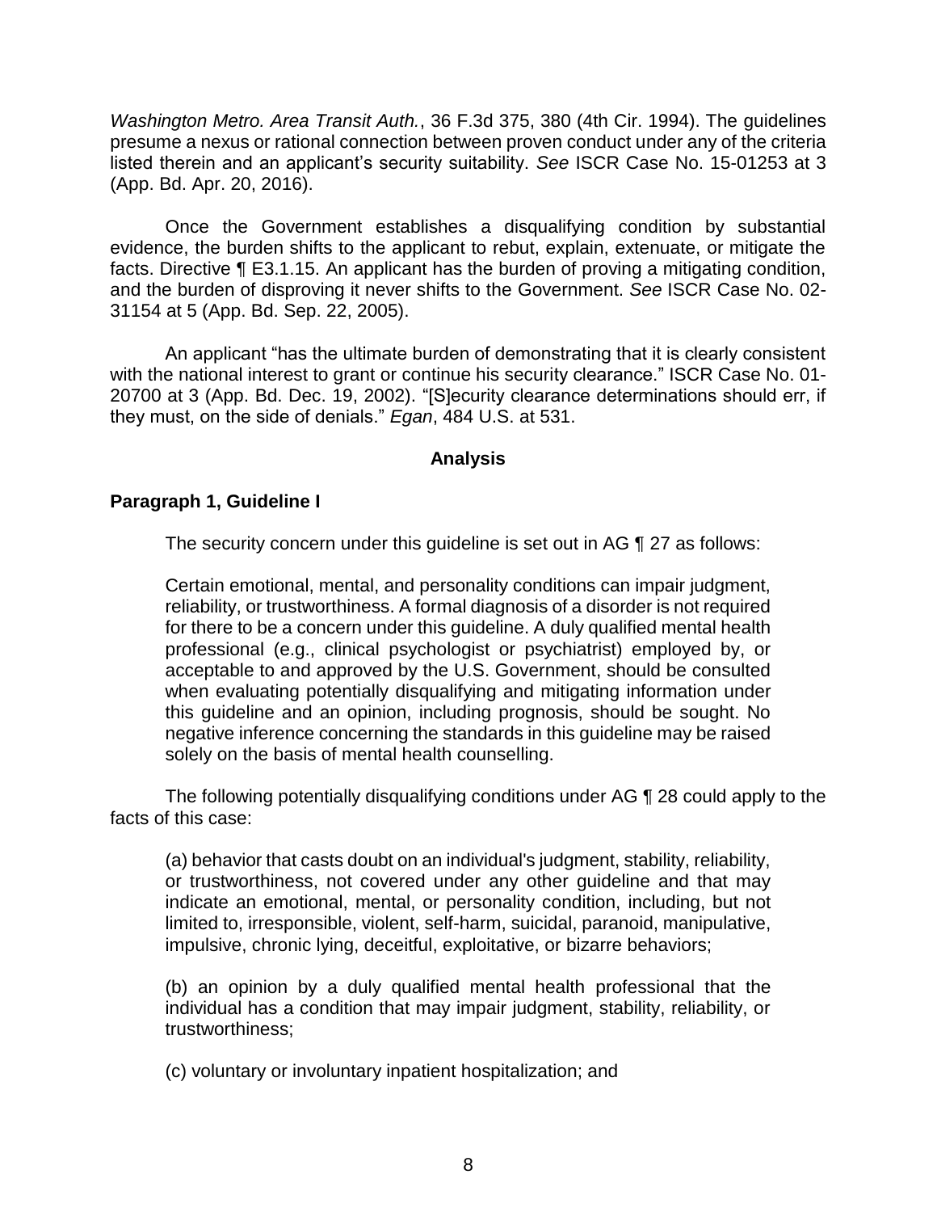*Washington Metro. Area Transit Auth.*, 36 F.3d 375, 380 (4th Cir. 1994). The guidelines presume a nexus or rational connection between proven conduct under any of the criteria listed therein and an applicant's security suitability. *See* ISCR Case No. 15-01253 at 3 (App. Bd. Apr. 20, 2016).

Once the Government establishes a disqualifying condition by substantial evidence, the burden shifts to the applicant to rebut, explain, extenuate, or mitigate the facts. Directive ¶ E3.1.15. An applicant has the burden of proving a mitigating condition, and the burden of disproving it never shifts to the Government. *See* ISCR Case No. 02-31154 at 5 (App. Bd. Sep. 22, 2005).

An applicant "has the ultimate burden of demonstrating that it is clearly consistent with the national interest to grant or continue his security clearance." ISCR Case No. 01-20700 at 3 (App. Bd. Dec. 19, 2002). "[S]ecurity clearance determinations should err, if they must, on the side of denials." *Egan*, 484 U.S. at 531.

## Analysis

### Paragraph 1, Guideline I

The security concern under this guideline is set out in AG ¶ 27 as follows:

> Certain emotional, mental, and personality conditions can impair judgment, reliability, or trustworthiness. A formal diagnosis of a disorder is not required for there to be a concern under this guideline. A duly qualified mental health professional (e.g., clinical psychologist or psychiatrist) employed by, or acceptable to and approved by the U.S. Government, should be consulted when evaluating potentially disqualifying and mitigating information under this guideline and an opinion, including prognosis, should be sought. No negative inference concerning the standards in this guideline may be raised solely on the basis of mental health counselling.

The following potentially disqualifying conditions under AG ¶ 28 could apply to the facts of this case:

> (a) behavior that casts doubt on an individual's judgment, stability, reliability, or trustworthiness, not covered under any other guideline and that may indicate an emotional, mental, or personality condition, including, but not limited to, irresponsible, violent, self-harm, suicidal, paranoid, manipulative, impulsive, chronic lying, deceitful, exploitative, or bizarre behaviors;
>
> (b) an opinion by a duly qualified mental health professional that the individual has a condition that may impair judgment, stability, reliability, or trustworthiness;
>
> (c) voluntary or involuntary inpatient hospitalization; and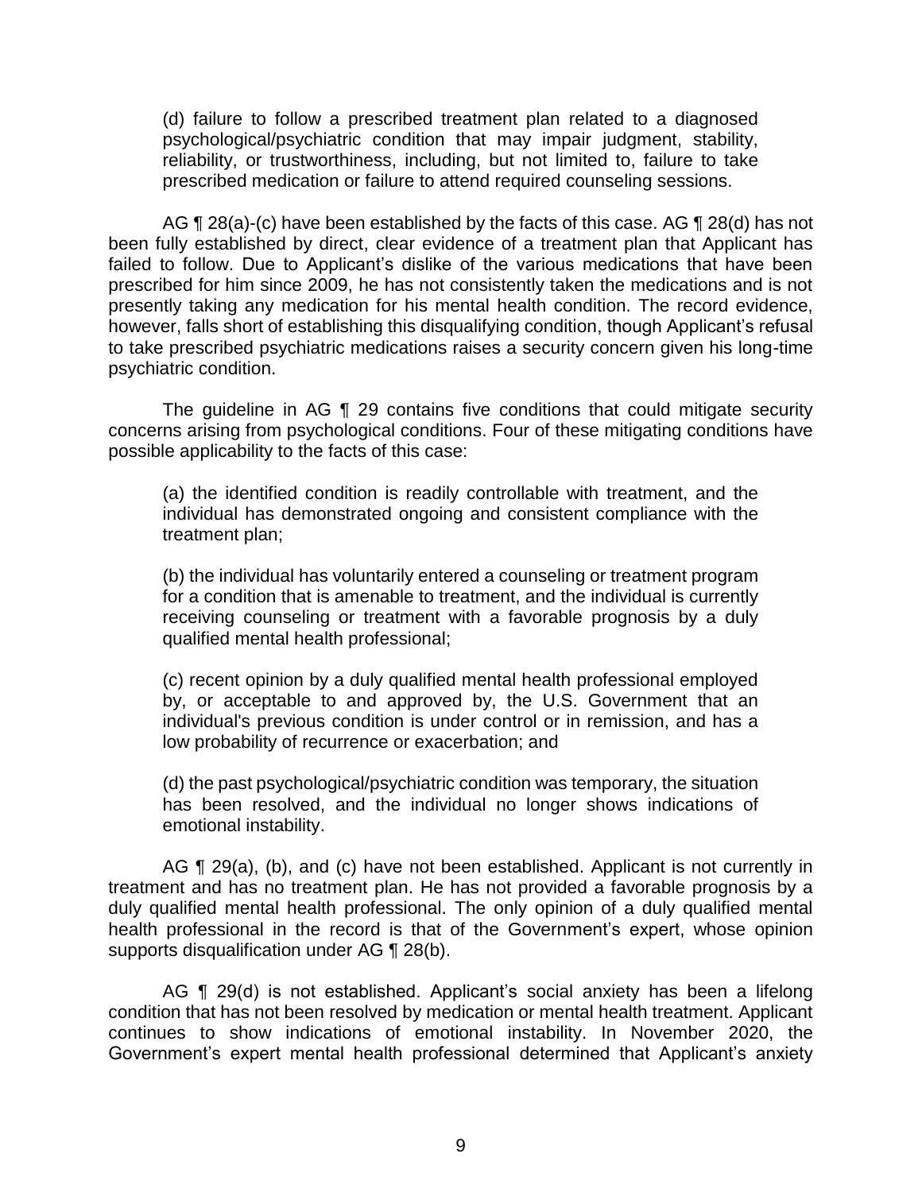(d) failure to follow a prescribed treatment plan related to a diagnosed psychological/psychiatric condition that may impair judgment, stability, reliability, or trustworthiness, including, but not limited to, failure to take prescribed medication or failure to attend required counseling sessions.

AG ¶ 28(a)-(c) have been established by the facts of this case. AG ¶ 28(d) has not been fully established by direct, clear evidence of a treatment plan that Applicant has failed to follow. Due to Applicant's dislike of the various medications that have been prescribed for him since 2009, he has not consistently taken the medications and is not presently taking any medication for his mental health condition. The record evidence, however, falls short of establishing this disqualifying condition, though Applicant's refusal to take prescribed psychiatric medications raises a security concern given his long-time psychiatric condition.

The guideline in AG ¶ 29 contains five conditions that could mitigate security concerns arising from psychological conditions. Four of these mitigating conditions have possible applicability to the facts of this case:

(a) the identified condition is readily controllable with treatment, and the individual has demonstrated ongoing and consistent compliance with the treatment plan;

(b) the individual has voluntarily entered a counseling or treatment program for a condition that is amenable to treatment, and the individual is currently receiving counseling or treatment with a favorable prognosis by a duly qualified mental health professional;

(c) recent opinion by a duly qualified mental health professional employed by, or acceptable to and approved by, the U.S. Government that an individual's previous condition is under control or in remission, and has a low probability of recurrence or exacerbation; and

(d) the past psychological/psychiatric condition was temporary, the situation has been resolved, and the individual no longer shows indications of emotional instability.

AG ¶ 29(a), (b), and (c) have not been established. Applicant is not currently in treatment and has no treatment plan. He has not provided a favorable prognosis by a duly qualified mental health professional. The only opinion of a duly qualified mental health professional in the record is that of the Government's expert, whose opinion supports disqualification under AG ¶ 28(b).

AG ¶ 29(d) is not established. Applicant's social anxiety has been a lifelong condition that has not been resolved by medication or mental health treatment. Applicant continues to show indications of emotional instability. In November 2020, the Government's expert mental health professional determined that Applicant's anxiety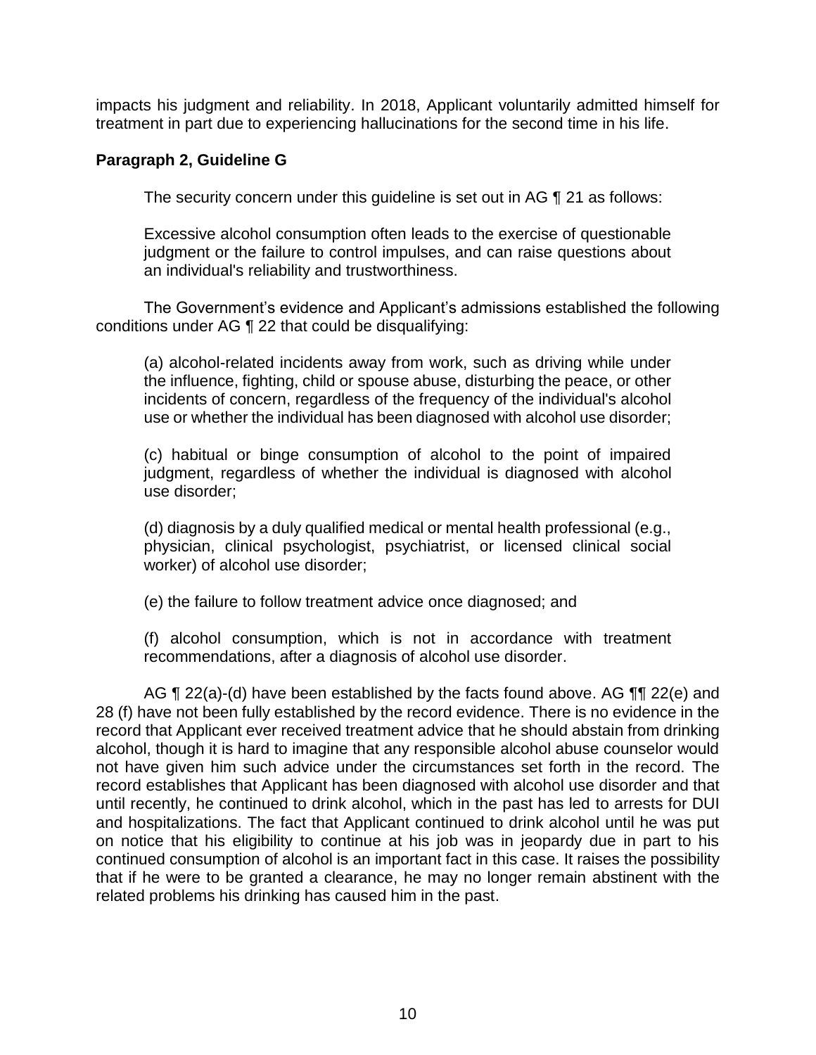impacts his judgment and reliability. In 2018, Applicant voluntarily admitted himself for treatment in part due to experiencing hallucinations for the second time in his life.

**Paragraph 2, Guideline G**

The security concern under this guideline is set out in AG ¶ 21 as follows:

> Excessive alcohol consumption often leads to the exercise of questionable judgment or the failure to control impulses, and can raise questions about an individual's reliability and trustworthiness.

The Government's evidence and Applicant's admissions established the following conditions under AG ¶ 22 that could be disqualifying:

> (a) alcohol-related incidents away from work, such as driving while under the influence, fighting, child or spouse abuse, disturbing the peace, or other incidents of concern, regardless of the frequency of the individual's alcohol use or whether the individual has been diagnosed with alcohol use disorder;
>
> (c) habitual or binge consumption of alcohol to the point of impaired judgment, regardless of whether the individual is diagnosed with alcohol use disorder;
>
> (d) diagnosis by a duly qualified medical or mental health professional (e.g., physician, clinical psychologist, psychiatrist, or licensed clinical social worker) of alcohol use disorder;
>
> (e) the failure to follow treatment advice once diagnosed; and
>
> (f) alcohol consumption, which is not in accordance with treatment recommendations, after a diagnosis of alcohol use disorder.

AG ¶ 22(a)-(d) have been established by the facts found above. AG ¶¶ 22(e) and 28 (f) have not been fully established by the record evidence. There is no evidence in the record that Applicant ever received treatment advice that he should abstain from drinking alcohol, though it is hard to imagine that any responsible alcohol abuse counselor would not have given him such advice under the circumstances set forth in the record. The record establishes that Applicant has been diagnosed with alcohol use disorder and that until recently, he continued to drink alcohol, which in the past has led to arrests for DUI and hospitalizations. The fact that Applicant continued to drink alcohol until he was put on notice that his eligibility to continue at his job was in jeopardy due in part to his continued consumption of alcohol is an important fact in this case. It raises the possibility that if he were to be granted a clearance, he may no longer remain abstinent with the related problems his drinking has caused him in the past.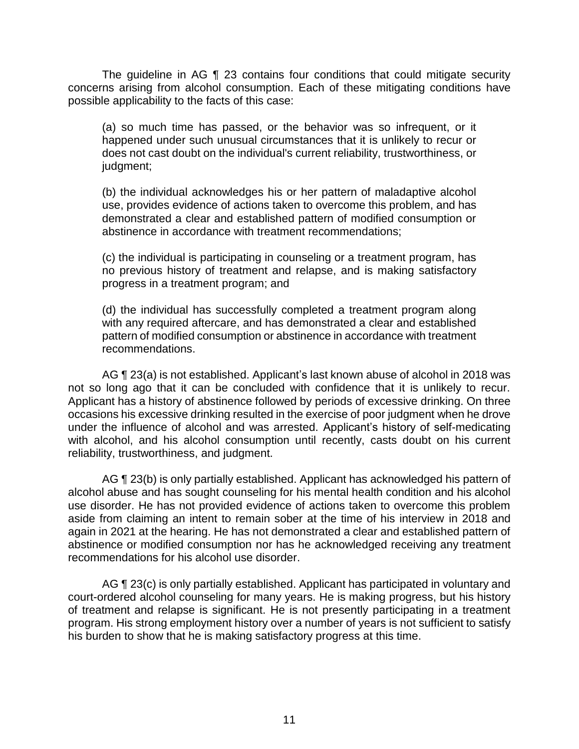The guideline in AG ¶ 23 contains four conditions that could mitigate security concerns arising from alcohol consumption. Each of these mitigating conditions have possible applicability to the facts of this case:

> (a) so much time has passed, or the behavior was so infrequent, or it happened under such unusual circumstances that it is unlikely to recur or does not cast doubt on the individual's current reliability, trustworthiness, or judgment;
>
> (b) the individual acknowledges his or her pattern of maladaptive alcohol use, provides evidence of actions taken to overcome this problem, and has demonstrated a clear and established pattern of modified consumption or abstinence in accordance with treatment recommendations;
>
> (c) the individual is participating in counseling or a treatment program, has no previous history of treatment and relapse, and is making satisfactory progress in a treatment program; and
>
> (d) the individual has successfully completed a treatment program along with any required aftercare, and has demonstrated a clear and established pattern of modified consumption or abstinence in accordance with treatment recommendations.

AG ¶ 23(a) is not established. Applicant's last known abuse of alcohol in 2018 was not so long ago that it can be concluded with confidence that it is unlikely to recur. Applicant has a history of abstinence followed by periods of excessive drinking. On three occasions his excessive drinking resulted in the exercise of poor judgment when he drove under the influence of alcohol and was arrested. Applicant's history of self-medicating with alcohol, and his alcohol consumption until recently, casts doubt on his current reliability, trustworthiness, and judgment.

AG ¶ 23(b) is only partially established. Applicant has acknowledged his pattern of alcohol abuse and has sought counseling for his mental health condition and his alcohol use disorder. He has not provided evidence of actions taken to overcome this problem aside from claiming an intent to remain sober at the time of his interview in 2018 and again in 2021 at the hearing. He has not demonstrated a clear and established pattern of abstinence or modified consumption nor has he acknowledged receiving any treatment recommendations for his alcohol use disorder.

AG ¶ 23(c) is only partially established. Applicant has participated in voluntary and court-ordered alcohol counseling for many years. He is making progress, but his history of treatment and relapse is significant. He is not presently participating in a treatment program. His strong employment history over a number of years is not sufficient to satisfy his burden to show that he is making satisfactory progress at this time.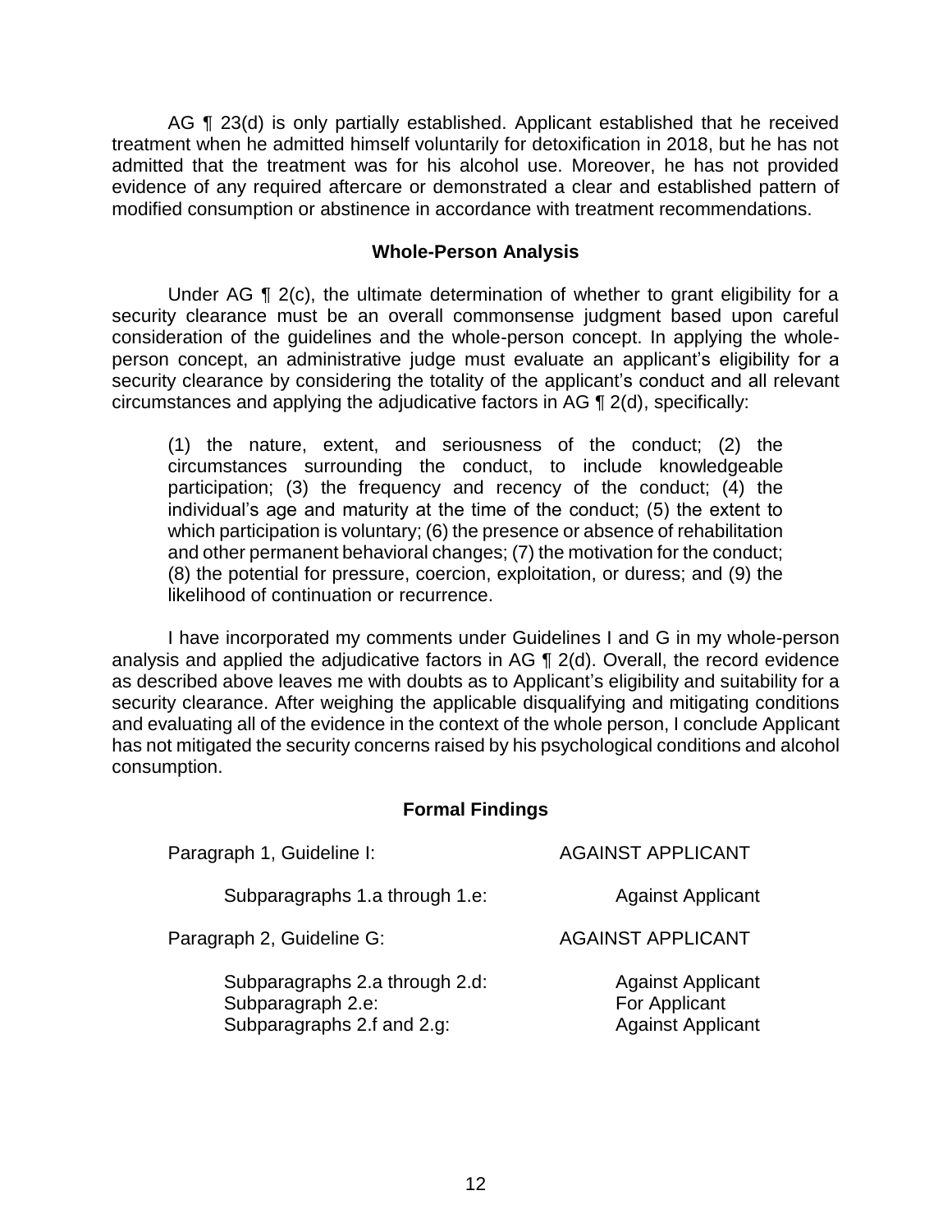AG ¶ 23(d) is only partially established. Applicant established that he received treatment when he admitted himself voluntarily for detoxification in 2018, but he has not admitted that the treatment was for his alcohol use. Moreover, he has not provided evidence of any required aftercare or demonstrated a clear and established pattern of modified consumption or abstinence in accordance with treatment recommendations.

## Whole-Person Analysis

Under AG ¶ 2(c), the ultimate determination of whether to grant eligibility for a security clearance must be an overall commonsense judgment based upon careful consideration of the guidelines and the whole-person concept. In applying the whole-person concept, an administrative judge must evaluate an applicant's eligibility for a security clearance by considering the totality of the applicant's conduct and all relevant circumstances and applying the adjudicative factors in AG ¶ 2(d), specifically:

> (1) the nature, extent, and seriousness of the conduct; (2) the circumstances surrounding the conduct, to include knowledgeable participation; (3) the frequency and recency of the conduct; (4) the individual's age and maturity at the time of the conduct; (5) the extent to which participation is voluntary; (6) the presence or absence of rehabilitation and other permanent behavioral changes; (7) the motivation for the conduct; (8) the potential for pressure, coercion, exploitation, or duress; and (9) the likelihood of continuation or recurrence.

I have incorporated my comments under Guidelines I and G in my whole-person analysis and applied the adjudicative factors in AG ¶ 2(d). Overall, the record evidence as described above leaves me with doubts as to Applicant's eligibility and suitability for a security clearance. After weighing the applicable disqualifying and mitigating conditions and evaluating all of the evidence in the context of the whole person, I conclude Applicant has not mitigated the security concerns raised by his psychological conditions and alcohol consumption.

## Formal Findings

| | |
|---|---|
| Paragraph 1, Guideline I: | AGAINST APPLICANT |
| Subparagraphs 1.a through 1.e: | Against Applicant |
| Paragraph 2, Guideline G: | AGAINST APPLICANT |
| Subparagraphs 2.a through 2.d: | Against Applicant |
| Subparagraph 2.e: | For Applicant |
| Subparagraphs 2.f and 2.g: | Against Applicant |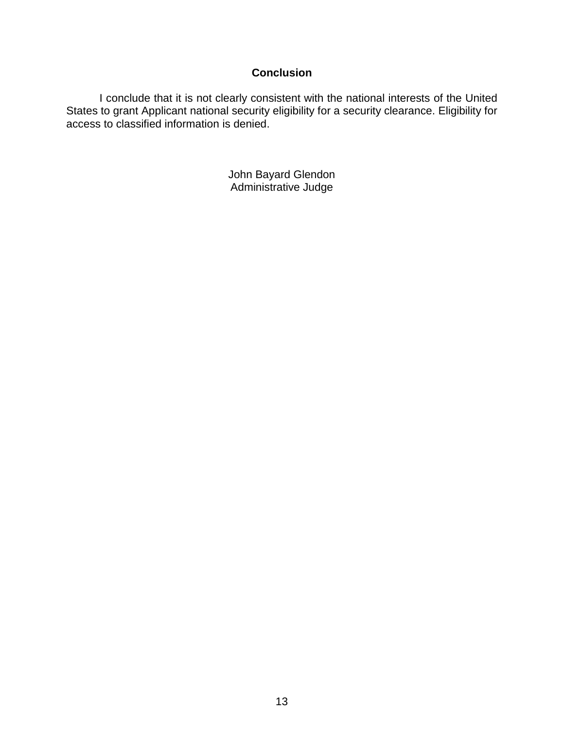## Conclusion

I conclude that it is not clearly consistent with the national interests of the United States to grant Applicant national security eligibility for a security clearance. Eligibility for access to classified information is denied.

John Bayard Glendon
Administrative Judge